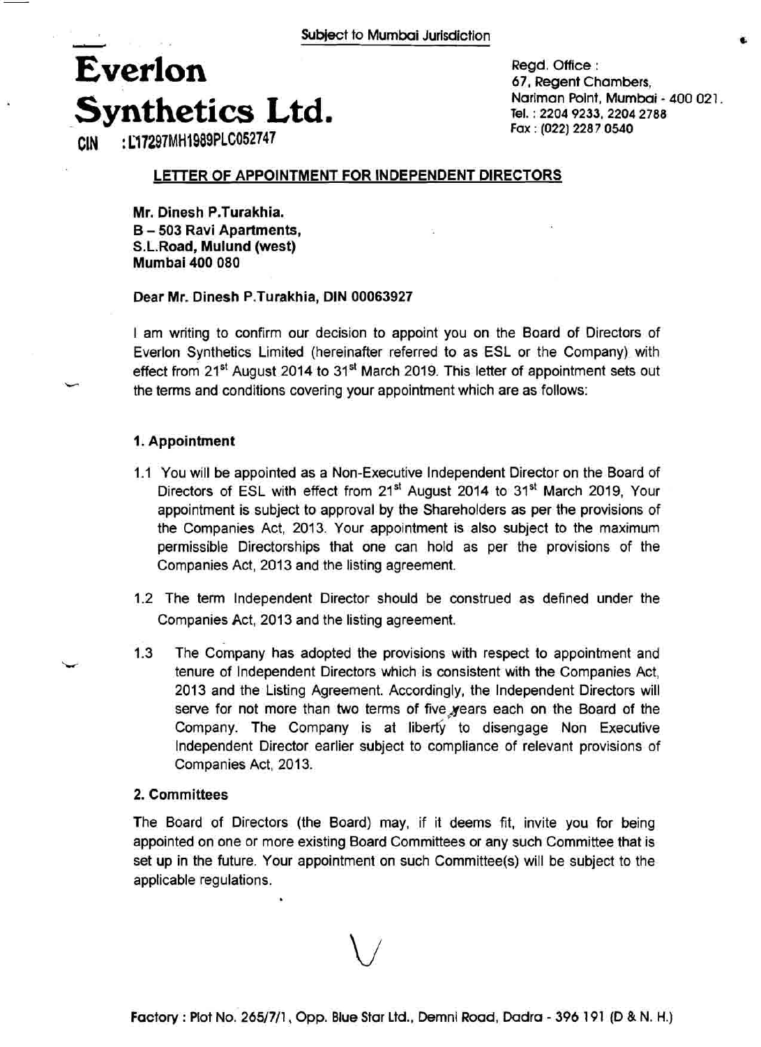Subject to Mumbai Jurisdiction

# Everlon Synthetics Ltd.

CIN : L17297MH1989PLC052747

Regd. Office :
67, Regent Chambers,
Nariman Point, Mumbai - 400 021.
Tel. : 2204 9233, 2204 2788
Fax : (022) 2287 0540

## LETTER OF APPOINTMENT FOR INDEPENDENT DIRECTORS

**Mr. Dinesh P.Turakhia.**
**B – 503 Ravi Apartments,**
**S.L.Road, Mulund (west)**
**Mumbai 400 080**

**Dear Mr. Dinesh P.Turakhia, DIN 00063927**

I am writing to confirm our decision to appoint you on the Board of Directors of Everlon Synthetics Limited (hereinafter referred to as ESL or the Company) with effect from 21st August 2014 to 31st March 2019. This letter of appointment sets out the terms and conditions covering your appointment which are as follows:

### 1. Appointment

1.1 You will be appointed as a Non-Executive Independent Director on the Board of Directors of ESL with effect from 21st August 2014 to 31st March 2019, Your appointment is subject to approval by the Shareholders as per the provisions of the Companies Act, 2013. Your appointment is also subject to the maximum permissible Directorships that one can hold as per the provisions of the Companies Act, 2013 and the listing agreement.

1.2 The term Independent Director should be construed as defined under the Companies Act, 2013 and the listing agreement.

1.3 The Company has adopted the provisions with respect to appointment and tenure of Independent Directors which is consistent with the Companies Act, 2013 and the Listing Agreement. Accordingly, the Independent Directors will serve for not more than two terms of five years each on the Board of the Company. The Company is at liberty to disengage Non Executive Independent Director earlier subject to compliance of relevant provisions of Companies Act, 2013.

### 2. Committees

The Board of Directors (the Board) may, if it deems fit, invite you for being appointed on one or more existing Board Committees or any such Committee that is set up in the future. Your appointment on such Committee(s) will be subject to the applicable regulations.

Factory : Plot No. 265/7/1, Opp. Blue Star Ltd., Demni Road, Dadra - 396 191 (D & N. H.)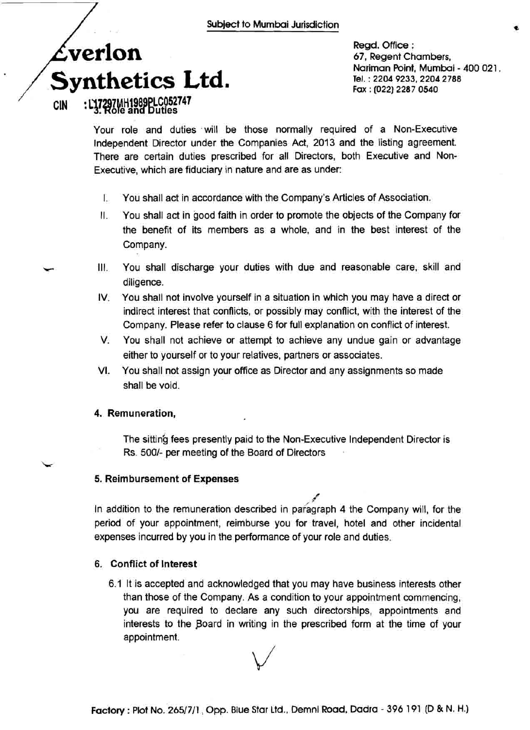Subject to Mumbai Jurisdiction

# Everlon Synthetics Ltd.

CIN : L17297MH1989PLC052747

Regd. Office :
67, Regent Chambers,
Nariman Point, Mumbai - 400 021.
Tel. : 2204 9233, 2204 2788
Fax : (022) 2287 0540

### 3. Role and Duties

Your role and duties will be those normally required of a Non-Executive Independent Director under the Companies Act, 2013 and the listing agreement. There are certain duties prescribed for all Directors, both Executive and Non-Executive, which are fiduciary in nature and are as under:

I. You shall act in accordance with the Company's Articles of Association.

II. You shall act in good faith in order to promote the objects of the Company for the benefit of its members as a whole, and in the best interest of the Company.

III. You shall discharge your duties with due and reasonable care, skill and diligence.

IV. You shall not involve yourself in a situation in which you may have a direct or indirect interest that conflicts, or possibly may conflict, with the interest of the Company. Please refer to clause 6 for full explanation on conflict of interest.

V. You shall not achieve or attempt to achieve any undue gain or advantage either to yourself or to your relatives, partners or associates.

VI. You shall not assign your office as Director and any assignments so made shall be void.

### 4. Remuneration,

The sitting fees presently paid to the Non-Executive Independent Director is Rs. 500/- per meeting of the Board of Directors

### 5. Reimbursement of Expenses

In addition to the remuneration described in paragraph 4 the Company will, for the period of your appointment, reimburse you for travel, hotel and other incidental expenses incurred by you in the performance of your role and duties.

### 6. Conflict of Interest

6.1 It is accepted and acknowledged that you may have business interests other than those of the Company. As a condition to your appointment commencing, you are required to declare any such directorships, appointments and interests to the Board in writing in the prescribed form at the time of your appointment.

Factory : Plot No. 265/7/1, Opp. Blue Star Ltd., Demni Road, Dadra - 396 191 (D & N. H.)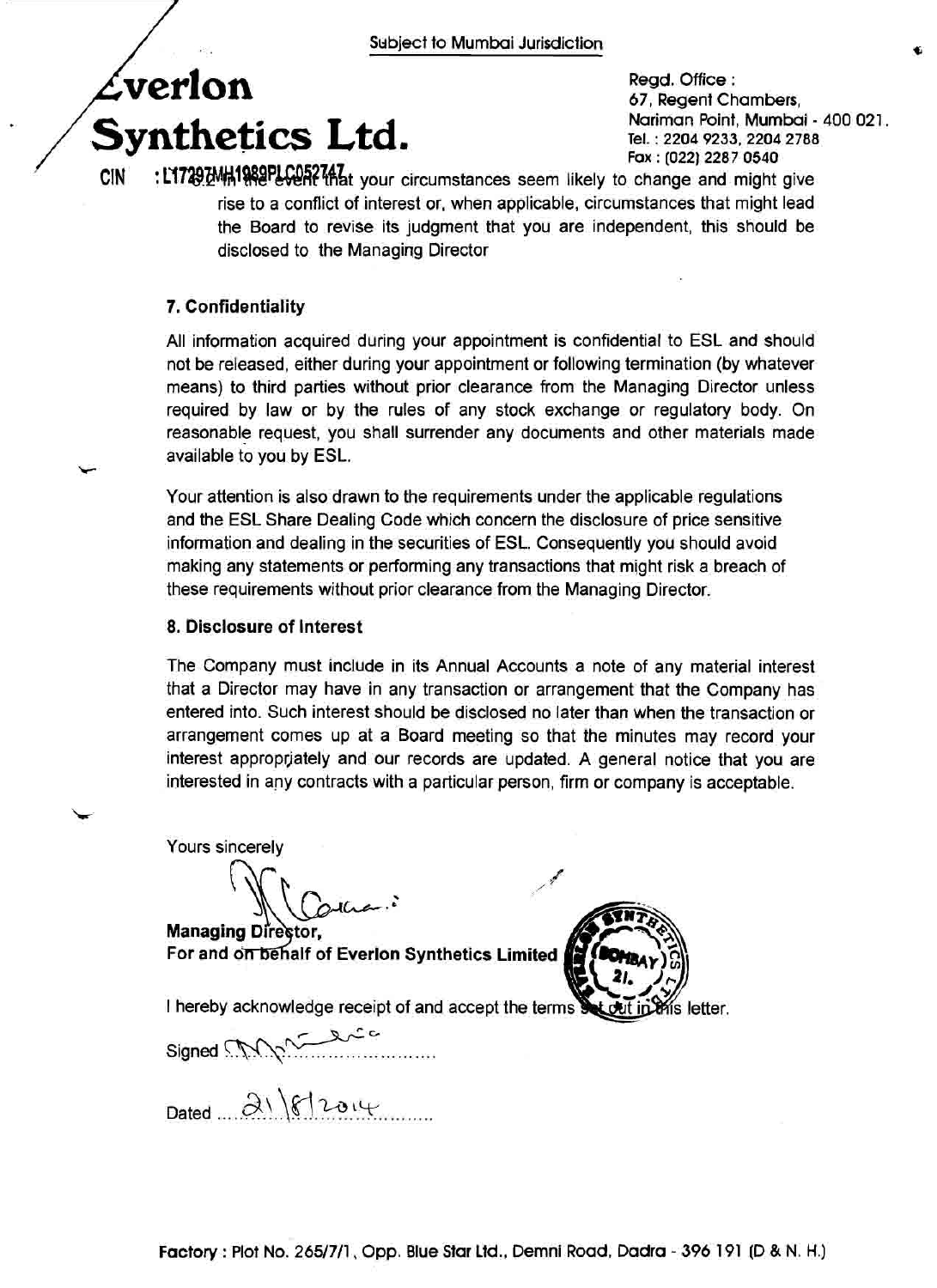Subject to Mumbai Jurisdiction

# Everlon Synthetics Ltd.

Regd. Office :
67, Regent Chambers,
Nariman Point, Mumbai - 400 021.
Tel. : 2204 9233, 2204 2788
Fax : (022) 2287 0540

CIN : L17297MH1989PLC052747

6.2 In the event that your circumstances seem likely to change and might give rise to a conflict of interest or, when applicable, circumstances that might lead the Board to revise its judgment that you are independent, this should be disclosed to the Managing Director

**7. Confidentiality**

All information acquired during your appointment is confidential to ESL and should not be released, either during your appointment or following termination (by whatever means) to third parties without prior clearance from the Managing Director unless required by law or by the rules of any stock exchange or regulatory body. On reasonable request, you shall surrender any documents and other materials made available to you by ESL.

Your attention is also drawn to the requirements under the applicable regulations and the ESL Share Dealing Code which concern the disclosure of price sensitive information and dealing in the securities of ESL. Consequently you should avoid making any statements or performing any transactions that might risk a breach of these requirements without prior clearance from the Managing Director.

**8. Disclosure of Interest**

The Company must include in its Annual Accounts a note of any material interest that a Director may have in any transaction or arrangement that the Company has entered into. Such interest should be disclosed no later than when the transaction or arrangement comes up at a Board meeting so that the minutes may record your interest appropriately and our records are updated. A general notice that you are interested in any contracts with a particular person, firm or company is acceptable.

Yours sincerely

**Managing Director,**
**For and on behalf of Everlon Synthetics Limited**

I hereby acknowledge receipt of and accept the terms set out in this letter.

Signed ..............................

Dated 21/8/2014

Factory : Plot No. 265/7/1, Opp. Blue Star Ltd., Demni Road, Dadra - 396 191 (D & N. H.)